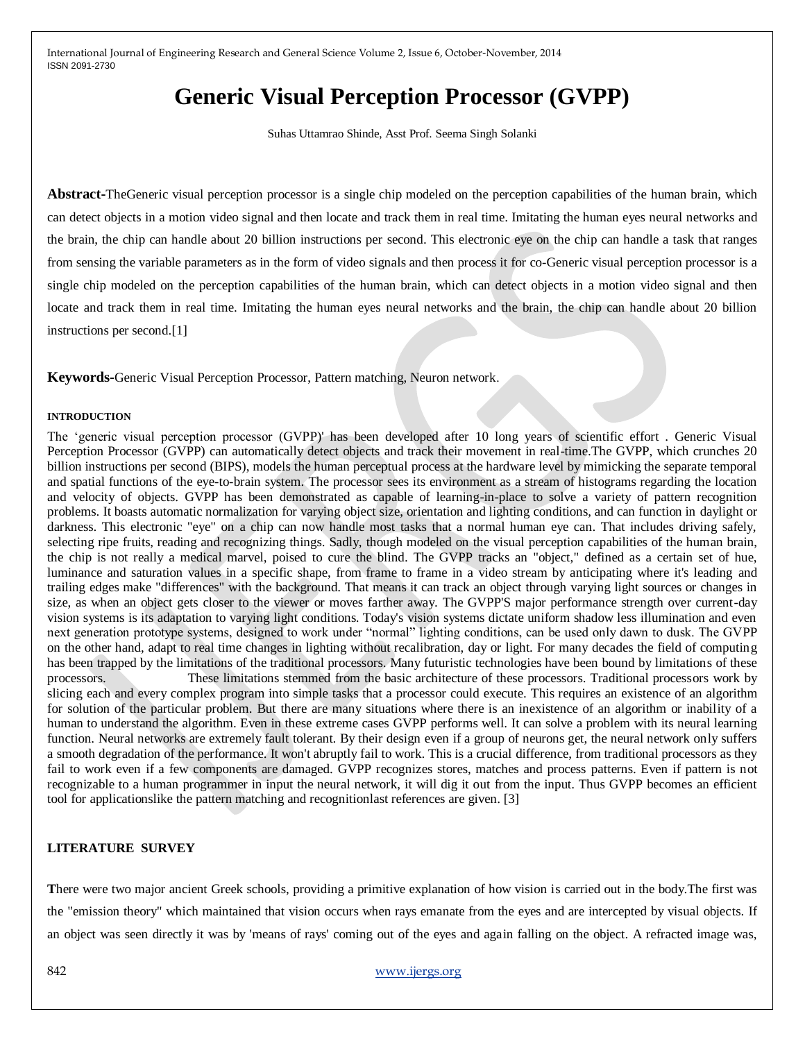# Generic Visual Perception Processor (GVPP)

Suhas Uttamrao Shinde, Asst Prof. Seema Singh Solanki

**Abstract-**TheGeneric visual perception processor is a single chip modeled on the perception capabilities of the human brain, which can detect objects in a motion video signal and then locate and track them in real time. Imitating the human eyes neural networks and the brain, the chip can handle about 20 billion instructions per second. This electronic eye on the chip can handle a task that ranges from sensing the variable parameters as in the form of video signals and then process it for co-Generic visual perception processor is a single chip modeled on the perception capabilities of the human brain, which can detect objects in a motion video signal and then locate and track them in real time. Imitating the human eyes neural networks and the brain, the chip can handle about 20 billion instructions per second.[1]

**Keywords-**Generic Visual Perception Processor, Pattern matching, Neuron network.

## INTRODUCTION

The 'generic visual perception processor (GVPP)' has been developed after 10 long years of scientific effort . Generic Visual Perception Processor (GVPP) can automatically detect objects and track their movement in real-time.The GVPP, which crunches 20 billion instructions per second (BIPS), models the human perceptual process at the hardware level by mimicking the separate temporal and spatial functions of the eye-to-brain system. The processor sees its environment as a stream of histograms regarding the location and velocity of objects. GVPP has been demonstrated as capable of learning-in-place to solve a variety of pattern recognition problems. It boasts automatic normalization for varying object size, orientation and lighting conditions, and can function in daylight or darkness. This electronic "eye" on a chip can now handle most tasks that a normal human eye can. That includes driving safely, selecting ripe fruits, reading and recognizing things. Sadly, though modeled on the visual perception capabilities of the human brain, the chip is not really a medical marvel, poised to cure the blind. The GVPP tracks an "object," defined as a certain set of hue, luminance and saturation values in a specific shape, from frame to frame in a video stream by anticipating where it's leading and trailing edges make "differences" with the background. That means it can track an object through varying light sources or changes in size, as when an object gets closer to the viewer or moves farther away. The GVPP'S major performance strength over current-day vision systems is its adaptation to varying light conditions. Today's vision systems dictate uniform shadow less illumination and even next generation prototype systems, designed to work under "normal" lighting conditions, can be used only dawn to dusk. The GVPP on the other hand, adapt to real time changes in lighting without recalibration, day or light. For many decades the field of computing has been trapped by the limitations of the traditional processors. Many futuristic technologies have been bound by limitations of these processors. These limitations stemmed from the basic architecture of these processors. Traditional processors work by slicing each and every complex program into simple tasks that a processor could execute. This requires an existence of an algorithm for solution of the particular problem. But there are many situations where there is an inexistence of an algorithm or inability of a human to understand the algorithm. Even in these extreme cases GVPP performs well. It can solve a problem with its neural learning function. Neural networks are extremely fault tolerant. By their design even if a group of neurons get, the neural network only suffers a smooth degradation of the performance. It won't abruptly fail to work. This is a crucial difference, from traditional processors as they fail to work even if a few components are damaged. GVPP recognizes stores, matches and process patterns. Even if pattern is not recognizable to a human programmer in input the neural network, it will dig it out from the input. Thus GVPP becomes an efficient tool for applicationslike the pattern matching and recognitionlast references are given. [3]

## LITERATURE SURVEY

There were two major ancient Greek schools, providing a primitive explanation of how vision is carried out in the body.The first was the "emission theory" which maintained that vision occurs when rays emanate from the eyes and are intercepted by visual objects. If an object was seen directly it was by 'means of rays' coming out of the eyes and again falling on the object. A refracted image was,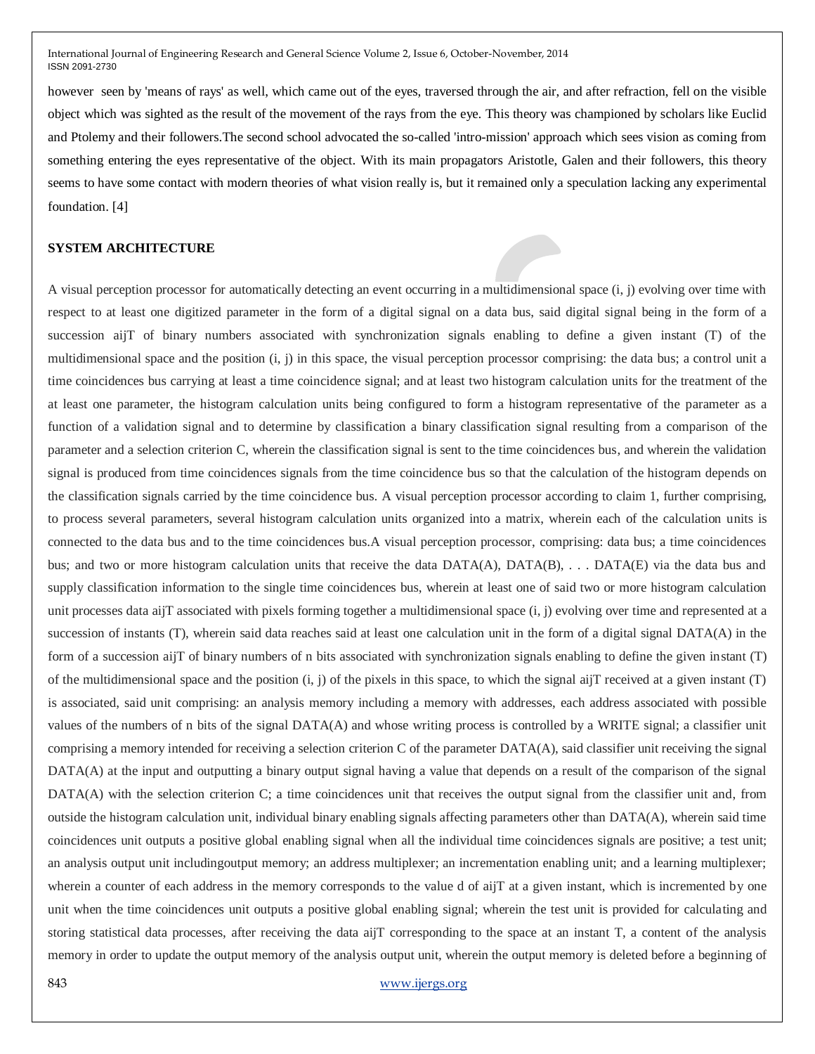however seen by 'means of rays' as well, which came out of the eyes, traversed through the air, and after refraction, fell on the visible object which was sighted as the result of the movement of the rays from the eye. This theory was championed by scholars like Euclid and Ptolemy and their followers.The second school advocated the so-called 'intro-mission' approach which sees vision as coming from something entering the eyes representative of the object. With its main propagators Aristotle, Galen and their followers, this theory seems to have some contact with modern theories of what vision really is, but it remained only a speculation lacking any experimental foundation. [4]

## SYSTEM ARCHITECTURE

A visual perception processor for automatically detecting an event occurring in a multidimensional space (i, j) evolving over time with respect to at least one digitized parameter in the form of a digital signal on a data bus, said digital signal being in the form of a succession aijT of binary numbers associated with synchronization signals enabling to define a given instant (T) of the multidimensional space and the position (i, j) in this space, the visual perception processor comprising: the data bus; a control unit a time coincidences bus carrying at least a time coincidence signal; and at least two histogram calculation units for the treatment of the at least one parameter, the histogram calculation units being configured to form a histogram representative of the parameter as a function of a validation signal and to determine by classification a binary classification signal resulting from a comparison of the parameter and a selection criterion C, wherein the classification signal is sent to the time coincidences bus, and wherein the validation signal is produced from time coincidences signals from the time coincidence bus so that the calculation of the histogram depends on the classification signals carried by the time coincidence bus. A visual perception processor according to claim 1, further comprising, to process several parameters, several histogram calculation units organized into a matrix, wherein each of the calculation units is connected to the data bus and to the time coincidences bus.A visual perception processor, comprising: data bus; a time coincidences bus; and two or more histogram calculation units that receive the data DATA(A), DATA(B), . . . DATA(E) via the data bus and supply classification information to the single time coincidences bus, wherein at least one of said two or more histogram calculation unit processes data aijT associated with pixels forming together a multidimensional space (i, j) evolving over time and represented at a succession of instants (T), wherein said data reaches said at least one calculation unit in the form of a digital signal DATA(A) in the form of a succession aijT of binary numbers of n bits associated with synchronization signals enabling to define the given instant (T) of the multidimensional space and the position (i, j) of the pixels in this space, to which the signal aijT received at a given instant (T) is associated, said unit comprising: an analysis memory including a memory with addresses, each address associated with possible values of the numbers of n bits of the signal DATA(A) and whose writing process is controlled by a WRITE signal; a classifier unit comprising a memory intended for receiving a selection criterion C of the parameter DATA(A), said classifier unit receiving the signal DATA(A) at the input and outputting a binary output signal having a value that depends on a result of the comparison of the signal DATA(A) with the selection criterion C; a time coincidences unit that receives the output signal from the classifier unit and, from outside the histogram calculation unit, individual binary enabling signals affecting parameters other than DATA(A), wherein said time coincidences unit outputs a positive global enabling signal when all the individual time coincidences signals are positive; a test unit; an analysis output unit includingoutput memory; an address multiplexer; an incrementation enabling unit; and a learning multiplexer; wherein a counter of each address in the memory corresponds to the value d of aijT at a given instant, which is incremented by one unit when the time coincidences unit outputs a positive global enabling signal; wherein the test unit is provided for calculating and storing statistical data processes, after receiving the data aijT corresponding to the space at an instant T, a content of the analysis memory in order to update the output memory of the analysis output unit, wherein the output memory is deleted before a beginning of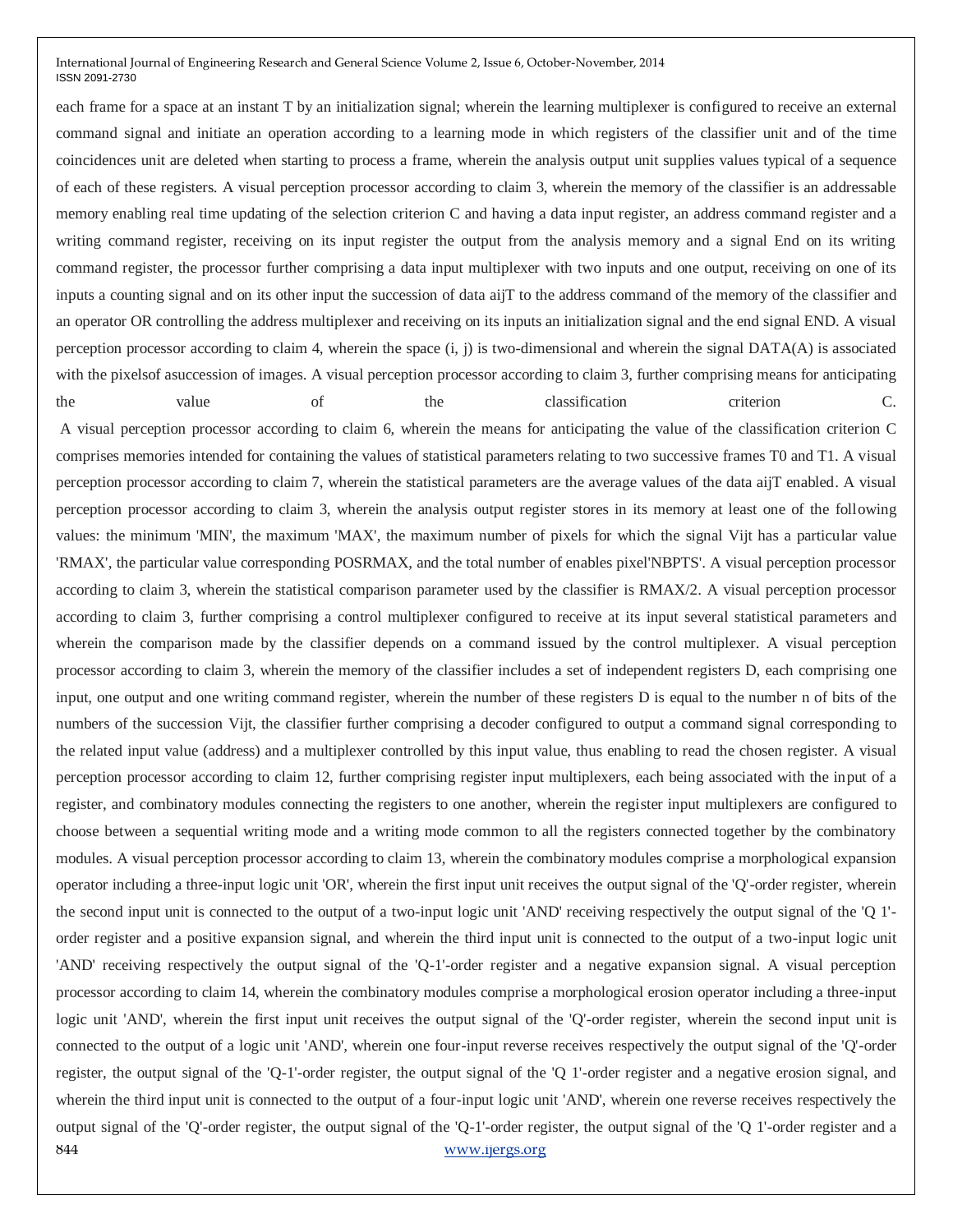each frame for a space at an instant T by an initialization signal; wherein the learning multiplexer is configured to receive an external command signal and initiate an operation according to a learning mode in which registers of the classifier unit and of the time coincidences unit are deleted when starting to process a frame, wherein the analysis output unit supplies values typical of a sequence of each of these registers. A visual perception processor according to claim 3, wherein the memory of the classifier is an addressable memory enabling real time updating of the selection criterion C and having a data input register, an address command register and a writing command register, receiving on its input register the output from the analysis memory and a signal End on its writing command register, the processor further comprising a data input multiplexer with two inputs and one output, receiving on one of its inputs a counting signal and on its other input the succession of data aijT to the address command of the memory of the classifier and an operator OR controlling the address multiplexer and receiving on its inputs an initialization signal and the end signal END. A visual perception processor according to claim 4, wherein the space (i, j) is two-dimensional and wherein the signal DATA(A) is associated with the pixelsof asuccession of images. A visual perception processor according to claim 3, further comprising means for anticipating the value of the classification criterion C.

A visual perception processor according to claim 6, wherein the means for anticipating the value of the classification criterion C comprises memories intended for containing the values of statistical parameters relating to two successive frames T0 and T1. A visual perception processor according to claim 7, wherein the statistical parameters are the average values of the data aijT enabled. A visual perception processor according to claim 3, wherein the analysis output register stores in its memory at least one of the following values: the minimum 'MIN', the maximum 'MAX', the maximum number of pixels for which the signal Vijt has a particular value 'RMAX', the particular value corresponding POSRMAX, and the total number of enables pixel'NBPTS'. A visual perception processor according to claim 3, wherein the statistical comparison parameter used by the classifier is RMAX/2. A visual perception processor according to claim 3, further comprising a control multiplexer configured to receive at its input several statistical parameters and wherein the comparison made by the classifier depends on a command issued by the control multiplexer. A visual perception processor according to claim 3, wherein the memory of the classifier includes a set of independent registers D, each comprising one input, one output and one writing command register, wherein the number of these registers D is equal to the number n of bits of the numbers of the succession Vijt, the classifier further comprising a decoder configured to output a command signal corresponding to the related input value (address) and a multiplexer controlled by this input value, thus enabling to read the chosen register. A visual perception processor according to claim 12, further comprising register input multiplexers, each being associated with the input of a register, and combinatory modules connecting the registers to one another, wherein the register input multiplexers are configured to choose between a sequential writing mode and a writing mode common to all the registers connected together by the combinatory modules. A visual perception processor according to claim 13, wherein the combinatory modules comprise a morphological expansion operator including a three-input logic unit 'OR', wherein the first input unit receives the output signal of the 'Q'-order register, wherein the second input unit is connected to the output of a two-input logic unit 'AND' receiving respectively the output signal of the 'Q 1'-order register and a positive expansion signal, and wherein the third input unit is connected to the output of a two-input logic unit 'AND' receiving respectively the output signal of the 'Q-1'-order register and a negative expansion signal. A visual perception processor according to claim 14, wherein the combinatory modules comprise a morphological erosion operator including a three-input logic unit 'AND', wherein the first input unit receives the output signal of the 'Q'-order register, wherein the second input unit is connected to the output of a logic unit 'AND', wherein one four-input reverse receives respectively the output signal of the 'Q'-order register, the output signal of the 'Q-1'-order register, the output signal of the 'Q 1'-order register and a negative erosion signal, and wherein the third input unit is connected to the output of a four-input logic unit 'AND', wherein one reverse receives respectively the output signal of the 'Q'-order register, the output signal of the 'Q-1'-order register, the output signal of the 'Q 1'-order register and a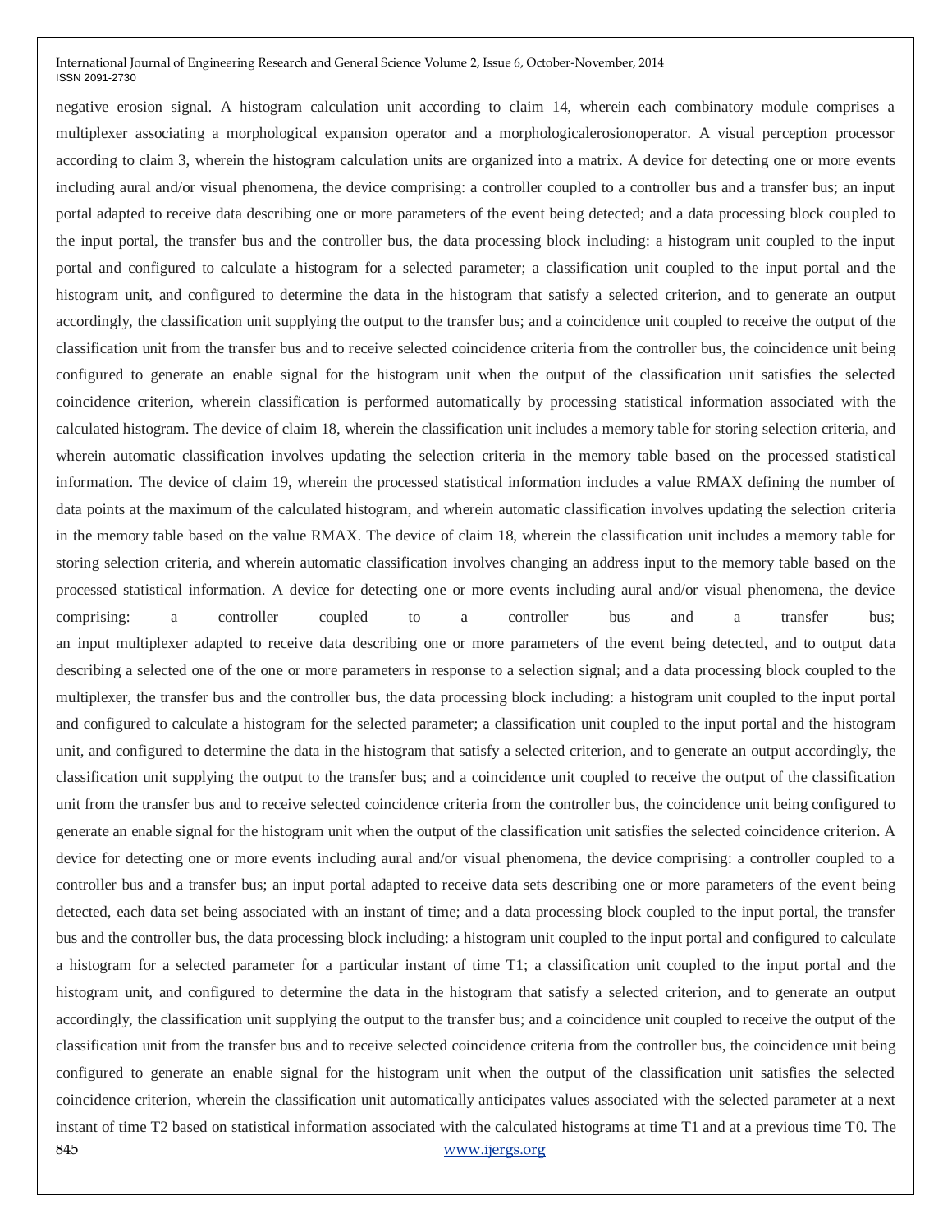negative erosion signal. A histogram calculation unit according to claim 14, wherein each combinatory module comprises a multiplexer associating a morphological expansion operator and a morphologicalerosionoperator. A visual perception processor according to claim 3, wherein the histogram calculation units are organized into a matrix. A device for detecting one or more events including aural and/or visual phenomena, the device comprising: a controller coupled to a controller bus and a transfer bus; an input portal adapted to receive data describing one or more parameters of the event being detected; and a data processing block coupled to the input portal, the transfer bus and the controller bus, the data processing block including: a histogram unit coupled to the input portal and configured to calculate a histogram for a selected parameter; a classification unit coupled to the input portal and the histogram unit, and configured to determine the data in the histogram that satisfy a selected criterion, and to generate an output accordingly, the classification unit supplying the output to the transfer bus; and a coincidence unit coupled to receive the output of the classification unit from the transfer bus and to receive selected coincidence criteria from the controller bus, the coincidence unit being configured to generate an enable signal for the histogram unit when the output of the classification unit satisfies the selected coincidence criterion, wherein classification is performed automatically by processing statistical information associated with the calculated histogram. The device of claim 18, wherein the classification unit includes a memory table for storing selection criteria, and wherein automatic classification involves updating the selection criteria in the memory table based on the processed statistical information. The device of claim 19, wherein the processed statistical information includes a value RMAX defining the number of data points at the maximum of the calculated histogram, and wherein automatic classification involves updating the selection criteria in the memory table based on the value RMAX. The device of claim 18, wherein the classification unit includes a memory table for storing selection criteria, and wherein automatic classification involves changing an address input to the memory table based on the processed statistical information. A device for detecting one or more events including aural and/or visual phenomena, the device comprising: a controller coupled to a controller bus and a transfer bus; an input multiplexer adapted to receive data describing one or more parameters of the event being detected, and to output data describing a selected one of the one or more parameters in response to a selection signal; and a data processing block coupled to the multiplexer, the transfer bus and the controller bus, the data processing block including: a histogram unit coupled to the input portal and configured to calculate a histogram for the selected parameter; a classification unit coupled to the input portal and the histogram unit, and configured to determine the data in the histogram that satisfy a selected criterion, and to generate an output accordingly, the classification unit supplying the output to the transfer bus; and a coincidence unit coupled to receive the output of the classification unit from the transfer bus and to receive selected coincidence criteria from the controller bus, the coincidence unit being configured to generate an enable signal for the histogram unit when the output of the classification unit satisfies the selected coincidence criterion. A device for detecting one or more events including aural and/or visual phenomena, the device comprising: a controller coupled to a controller bus and a transfer bus; an input portal adapted to receive data sets describing one or more parameters of the event being detected, each data set being associated with an instant of time; and a data processing block coupled to the input portal, the transfer bus and the controller bus, the data processing block including: a histogram unit coupled to the input portal and configured to calculate a histogram for a selected parameter for a particular instant of time T1; a classification unit coupled to the input portal and the histogram unit, and configured to determine the data in the histogram that satisfy a selected criterion, and to generate an output accordingly, the classification unit supplying the output to the transfer bus; and a coincidence unit coupled to receive the output of the classification unit from the transfer bus and to receive selected coincidence criteria from the controller bus, the coincidence unit being configured to generate an enable signal for the histogram unit when the output of the classification unit satisfies the selected coincidence criterion, wherein the classification unit automatically anticipates values associated with the selected parameter at a next instant of time T2 based on statistical information associated with the calculated histograms at time T1 and at a previous time T0. The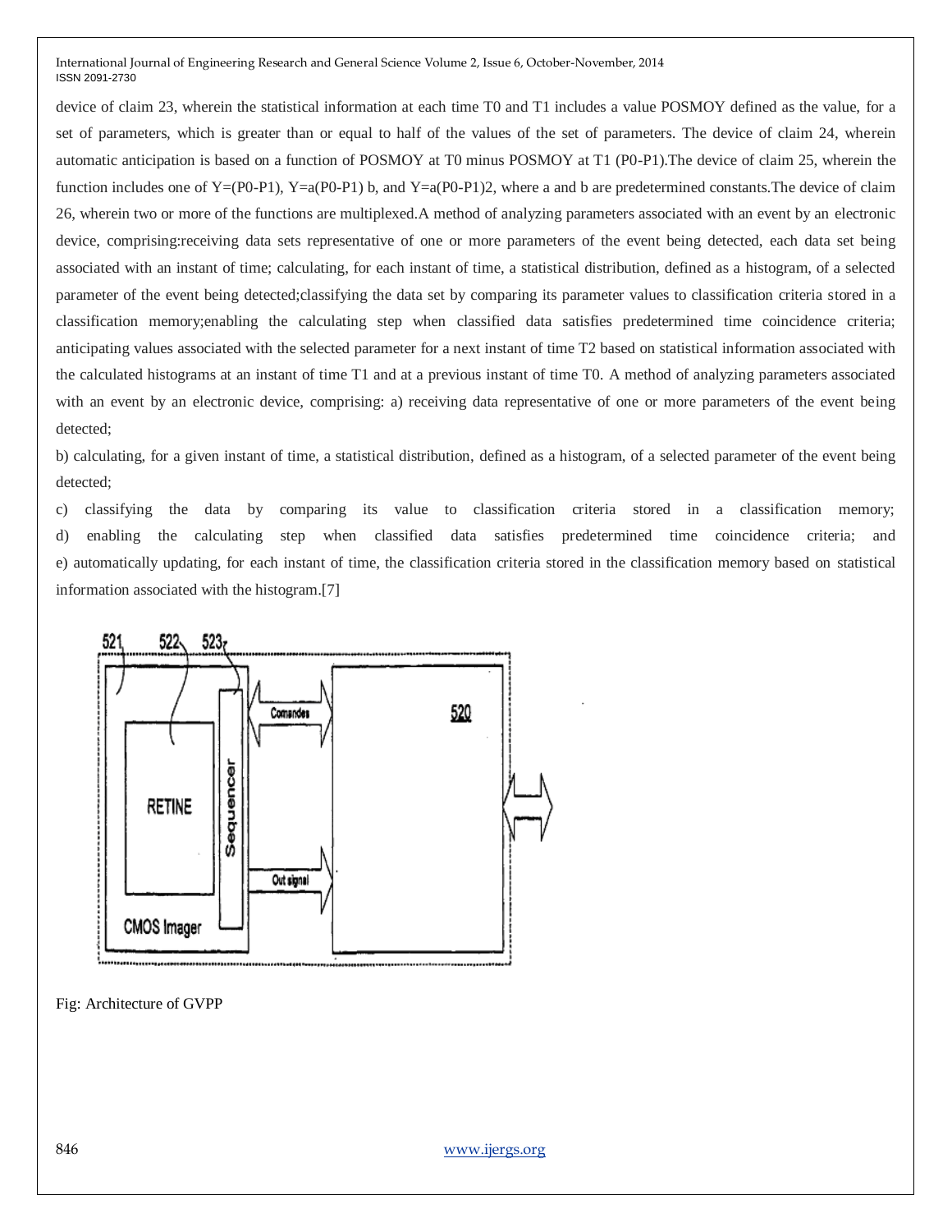device of claim 23, wherein the statistical information at each time T0 and T1 includes a value POSMOY defined as the value, for a set of parameters, which is greater than or equal to half of the values of the set of parameters. The device of claim 24, wherein automatic anticipation is based on a function of POSMOY at T0 minus POSMOY at T1 (P0-P1).The device of claim 25, wherein the function includes one of Y=(P0-P1), Y=a(P0-P1) b, and Y=a(P0-P1)2, where a and b are predetermined constants.The device of claim 26, wherein two or more of the functions are multiplexed.A method of analyzing parameters associated with an event by an electronic device, comprising:receiving data sets representative of one or more parameters of the event being detected, each data set being associated with an instant of time; calculating, for each instant of time, a statistical distribution, defined as a histogram, of a selected parameter of the event being detected;classifying the data set by comparing its parameter values to classification criteria stored in a classification memory;enabling the calculating step when classified data satisfies predetermined time coincidence criteria; anticipating values associated with the selected parameter for a next instant of time T2 based on statistical information associated with the calculated histograms at an instant of time T1 and at a previous instant of time T0. A method of analyzing parameters associated with an event by an electronic device, comprising: a) receiving data representative of one or more parameters of the event being detected;

b) calculating, for a given instant of time, a statistical distribution, defined as a histogram, of a selected parameter of the event being detected;

c) classifying the data by comparing its value to classification criteria stored in a classification memory;
d) enabling the calculating step when classified data satisfies predetermined time coincidence criteria; and
e) automatically updating, for each instant of time, the classification criteria stored in the classification memory based on statistical information associated with the histogram.[7]

Fig: Architecture of GVPP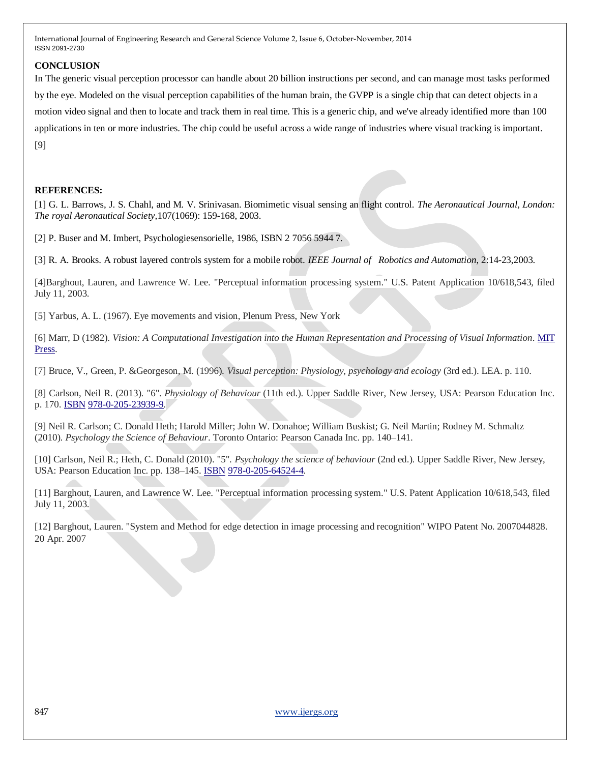## CONCLUSION

In The generic visual perception processor can handle about 20 billion instructions per second, and can manage most tasks performed by the eye. Modeled on the visual perception capabilities of the human brain, the GVPP is a single chip that can detect objects in a motion video signal and then to locate and track them in real time. This is a generic chip, and we've already identified more than 100 applications in ten or more industries. The chip could be useful across a wide range of industries where visual tracking is important. [9]

## REFERENCES:

[1] G. L. Barrows, J. S. Chahl, and M. V. Srinivasan. Biomimetic visual sensing an flight control. *The Aeronautical Journal, London: The royal Aeronautical Society*,107(1069): 159-168, 2003.

[2] P. Buser and M. Imbert, Psychologiesensorielle, 1986, ISBN 2 7056 5944 7.

[3] R. A. Brooks. A robust layered controls system for a mobile robot. *IEEE Journal of Robotics and Automation*, 2:14-23,2003.

[4]Barghout, Lauren, and Lawrence W. Lee. "Perceptual information processing system." U.S. Patent Application 10/618,543, filed July 11, 2003.

[5] Yarbus, A. L. (1967). Eye movements and vision, Plenum Press, New York

[6] Marr, D (1982). *Vision: A Computational Investigation into the Human Representation and Processing of Visual Information*. MIT Press.

[7] Bruce, V., Green, P. &Georgeson, M. (1996). *Visual perception: Physiology, psychology and ecology* (3rd ed.). LEA. p. 110.

[8] Carlson, Neil R. (2013). "6". *Physiology of Behaviour* (11th ed.). Upper Saddle River, New Jersey, USA: Pearson Education Inc. p. 170. ISBN 978-0-205-23939-9.

[9] Neil R. Carlson; C. Donald Heth; Harold Miller; John W. Donahoe; William Buskist; G. Neil Martin; Rodney M. Schmaltz (2010). *Psychology the Science of Behaviour*. Toronto Ontario: Pearson Canada Inc. pp. 140–141.

[10] Carlson, Neil R.; Heth, C. Donald (2010). "5". *Psychology the science of behaviour* (2nd ed.). Upper Saddle River, New Jersey, USA: Pearson Education Inc. pp. 138–145. ISBN 978-0-205-64524-4.

[11] Barghout, Lauren, and Lawrence W. Lee. "Perceptual information processing system." U.S. Patent Application 10/618,543, filed July 11, 2003.

[12] Barghout, Lauren. "System and Method for edge detection in image processing and recognition" WIPO Patent No. 2007044828. 20 Apr. 2007